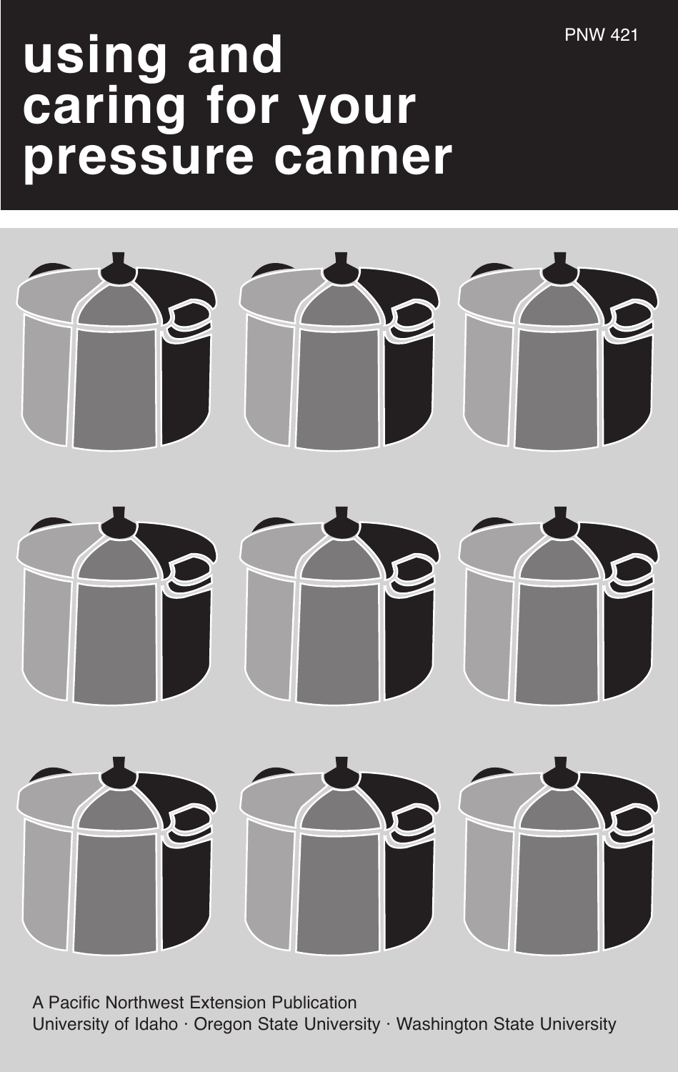PNW 421

# using and caring for your pressure canner

A Pacific Northwest Extension Publication
University of Idaho · Oregon State University · Washington State University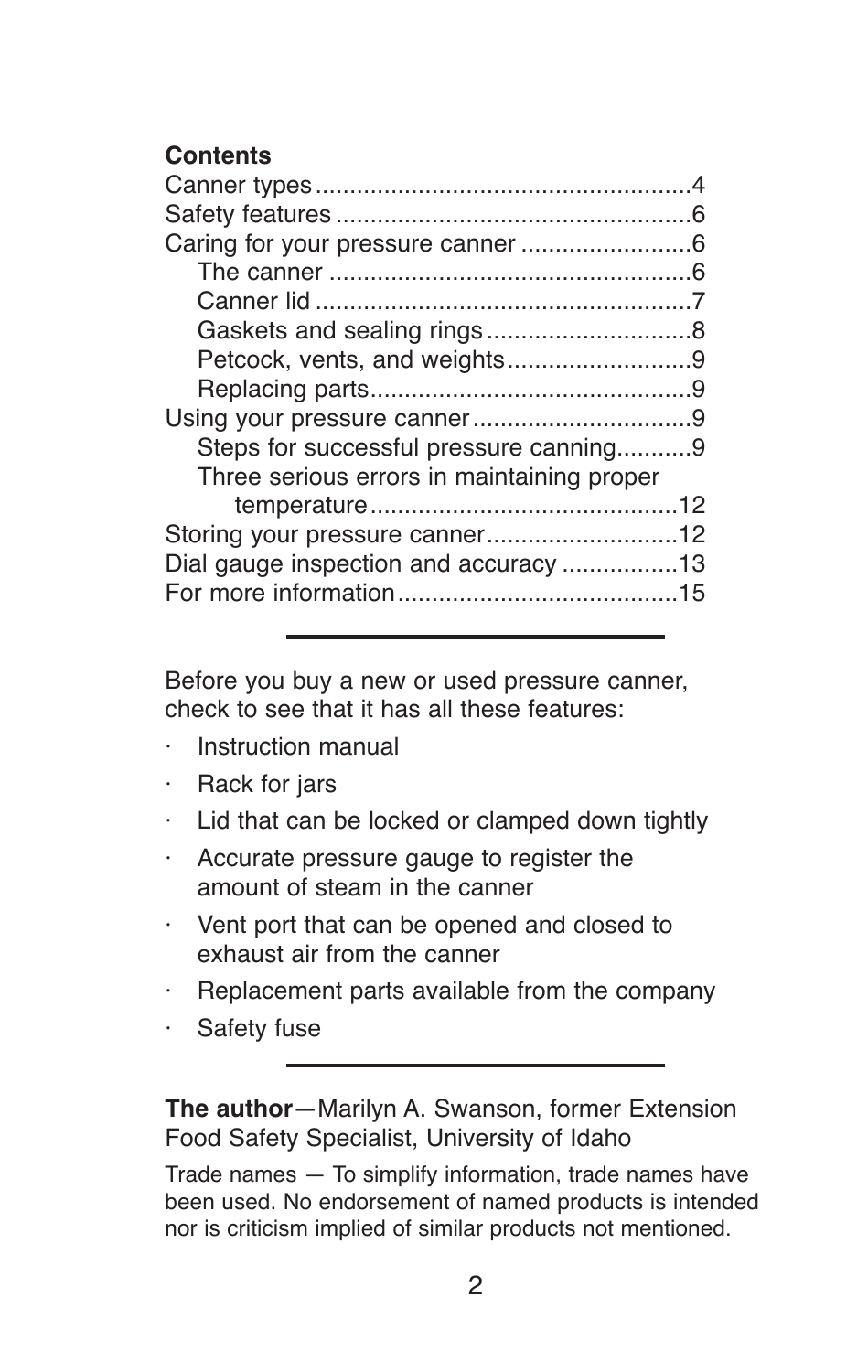## Contents

Canner types ... 4
Safety features ... 6
Caring for your pressure canner ... 6
- The canner ... 6
- Canner lid ... 7
- Gaskets and sealing rings ... 8
- Petcock, vents, and weights ... 9
- Replacing parts ... 9

Using your pressure canner ... 9
- Steps for successful pressure canning ... 9
- Three serious errors in maintaining proper temperature ... 12

Storing your pressure canner ... 12
Dial gauge inspection and accuracy ... 13
For more information ... 15

---

Before you buy a new or used pressure canner, check to see that it has all these features:

- Instruction manual
- Rack for jars
- Lid that can be locked or clamped down tightly
- Accurate pressure gauge to register the amount of steam in the canner
- Vent port that can be opened and closed to exhaust air from the canner
- Replacement parts available from the company
- Safety fuse

---

**The author**—Marilyn A. Swanson, former Extension Food Safety Specialist, University of Idaho

Trade names — To simplify information, trade names have been used. No endorsement of named products is intended nor is criticism implied of similar products not mentioned.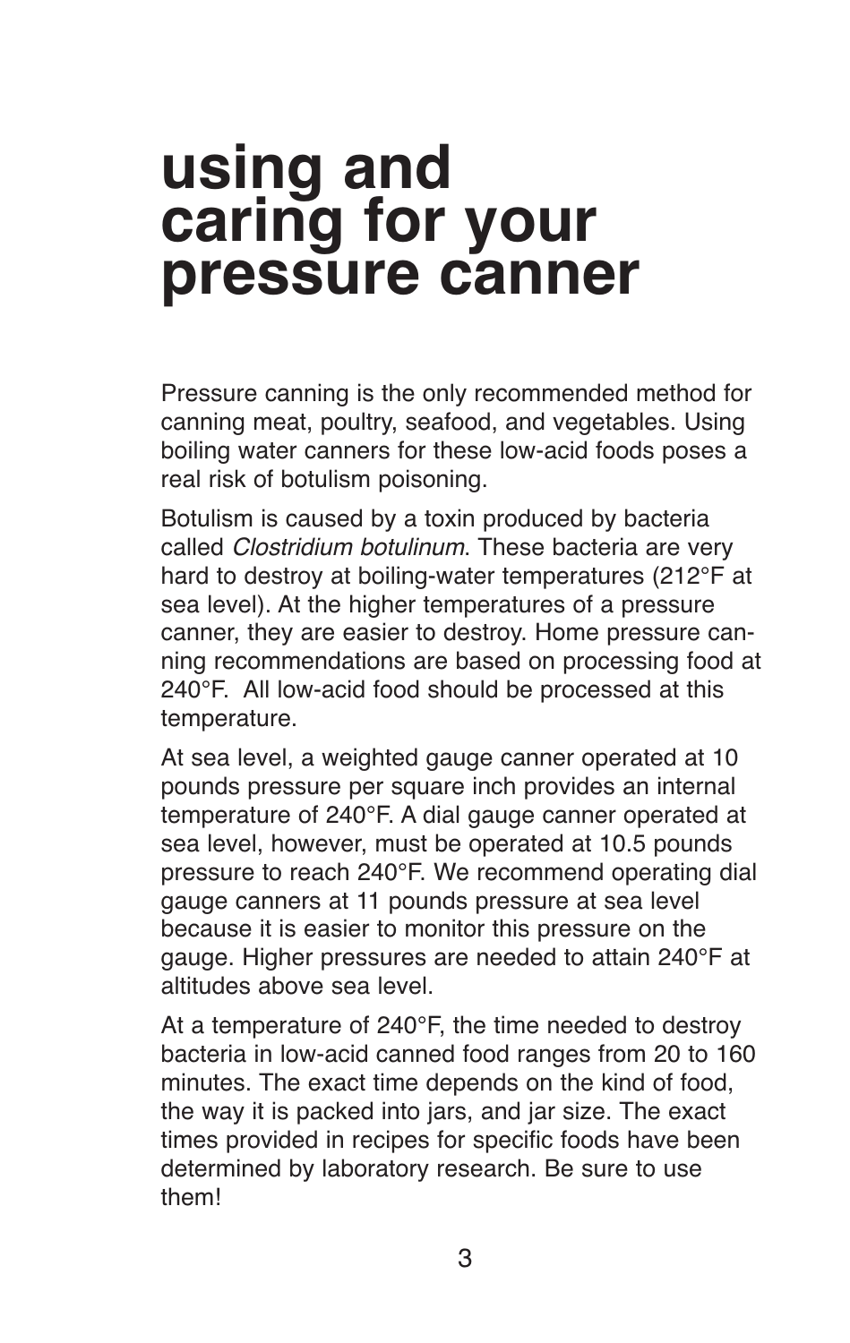# using and caring for your pressure canner

Pressure canning is the only recommended method for canning meat, poultry, seafood, and vegetables. Using boiling water canners for these low-acid foods poses a real risk of botulism poisoning.

Botulism is caused by a toxin produced by bacteria called *Clostridium botulinum*. These bacteria are very hard to destroy at boiling-water temperatures (212°F at sea level). At the higher temperatures of a pressure canner, they are easier to destroy. Home pressure canning recommendations are based on processing food at 240°F. All low-acid food should be processed at this temperature.

At sea level, a weighted gauge canner operated at 10 pounds pressure per square inch provides an internal temperature of 240°F. A dial gauge canner operated at sea level, however, must be operated at 10.5 pounds pressure to reach 240°F. We recommend operating dial gauge canners at 11 pounds pressure at sea level because it is easier to monitor this pressure on the gauge. Higher pressures are needed to attain 240°F at altitudes above sea level.

At a temperature of 240°F, the time needed to destroy bacteria in low-acid canned food ranges from 20 to 160 minutes. The exact time depends on the kind of food, the way it is packed into jars, and jar size. The exact times provided in recipes for specific foods have been determined by laboratory research. Be sure to use them!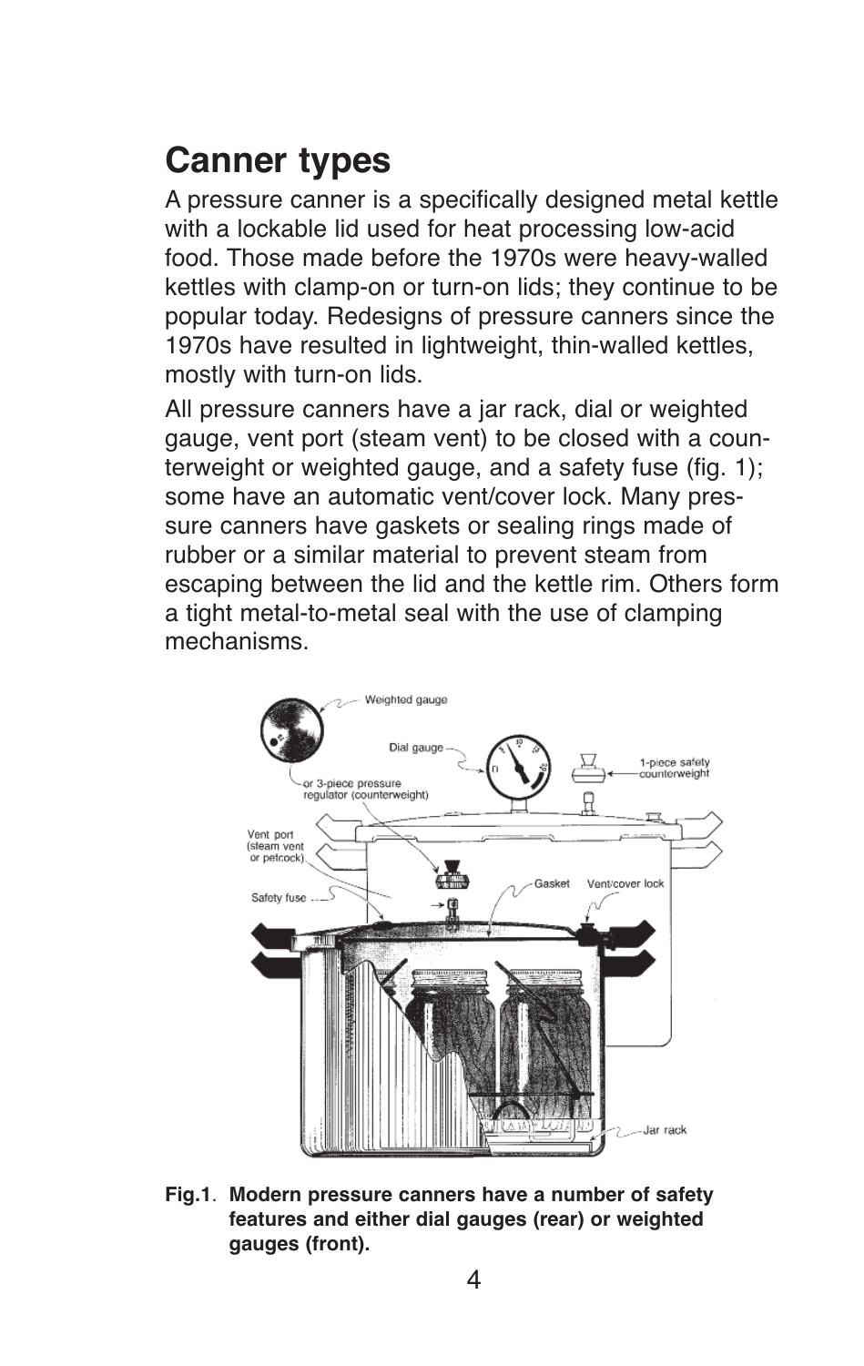# Canner types

A pressure canner is a specifically designed metal kettle with a lockable lid used for heat processing low-acid food. Those made before the 1970s were heavy-walled kettles with clamp-on or turn-on lids; they continue to be popular today. Redesigns of pressure canners since the 1970s have resulted in lightweight, thin-walled kettles, mostly with turn-on lids.

All pressure canners have a jar rack, dial or weighted gauge, vent port (steam vent) to be closed with a counterweight or weighted gauge, and a safety fuse (fig. 1); some have an automatic vent/cover lock. Many pressure canners have gaskets or sealing rings made of rubber or a similar material to prevent steam from escaping between the lid and the kettle rim. Others form a tight metal-to-metal seal with the use of clamping mechanisms.

**Fig.1**. **Modern pressure canners have a number of safety features and either dial gauges (rear) or weighted gauges (front).**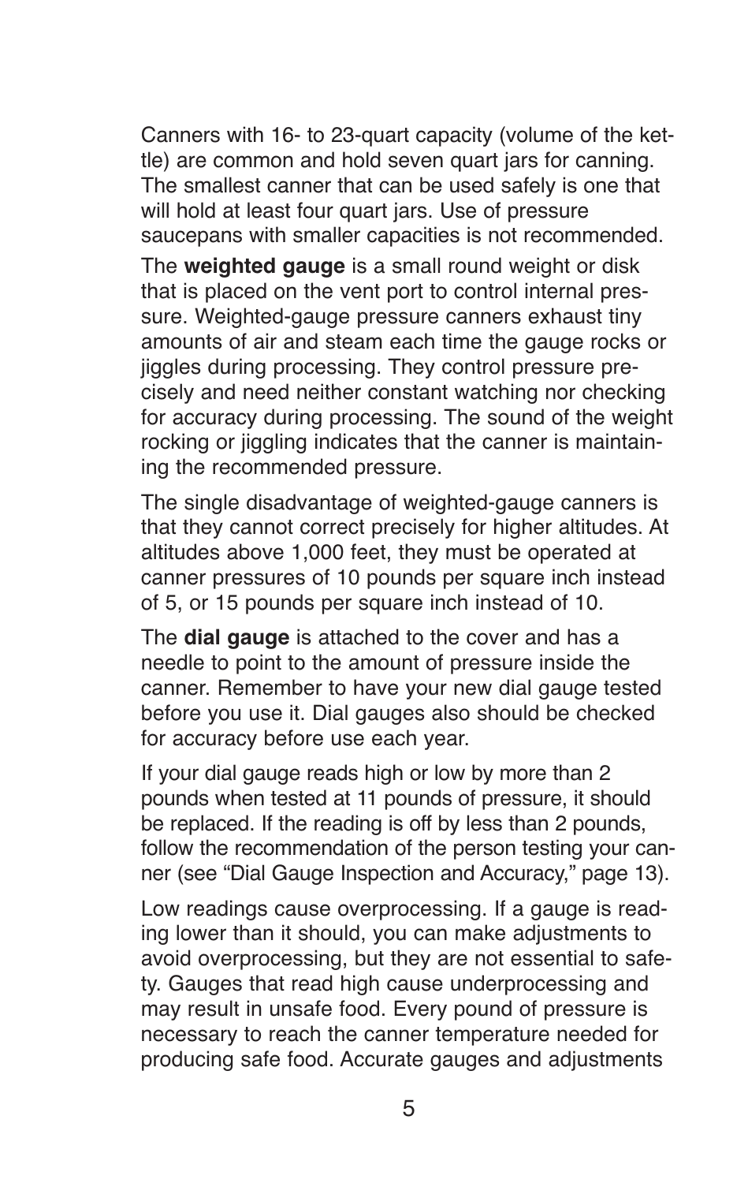Canners with 16- to 23-quart capacity (volume of the kettle) are common and hold seven quart jars for canning. The smallest canner that can be used safely is one that will hold at least four quart jars. Use of pressure saucepans with smaller capacities is not recommended.

The **weighted gauge** is a small round weight or disk that is placed on the vent port to control internal pressure. Weighted-gauge pressure canners exhaust tiny amounts of air and steam each time the gauge rocks or jiggles during processing. They control pressure precisely and need neither constant watching nor checking for accuracy during processing. The sound of the weight rocking or jiggling indicates that the canner is maintaining the recommended pressure.

The single disadvantage of weighted-gauge canners is that they cannot correct precisely for higher altitudes. At altitudes above 1,000 feet, they must be operated at canner pressures of 10 pounds per square inch instead of 5, or 15 pounds per square inch instead of 10.

The **dial gauge** is attached to the cover and has a needle to point to the amount of pressure inside the canner. Remember to have your new dial gauge tested before you use it. Dial gauges also should be checked for accuracy before use each year.

If your dial gauge reads high or low by more than 2 pounds when tested at 11 pounds of pressure, it should be replaced. If the reading is off by less than 2 pounds, follow the recommendation of the person testing your canner (see "Dial Gauge Inspection and Accuracy," page 13).

Low readings cause overprocessing. If a gauge is reading lower than it should, you can make adjustments to avoid overprocessing, but they are not essential to safety. Gauges that read high cause underprocessing and may result in unsafe food. Every pound of pressure is necessary to reach the canner temperature needed for producing safe food. Accurate gauges and adjustments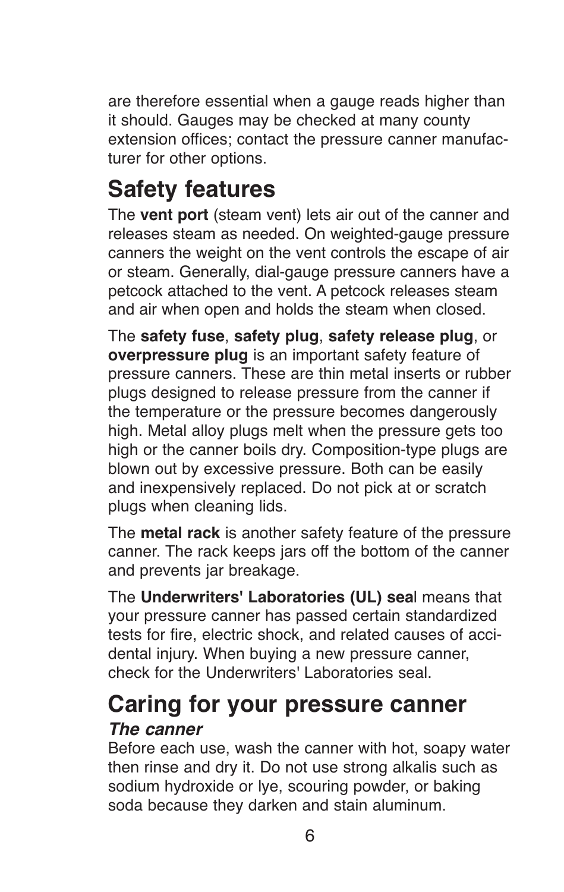are therefore essential when a gauge reads higher than it should. Gauges may be checked at many county extension offices; contact the pressure canner manufacturer for other options.

## Safety features

The **vent port** (steam vent) lets air out of the canner and releases steam as needed. On weighted-gauge pressure canners the weight on the vent controls the escape of air or steam. Generally, dial-gauge pressure canners have a petcock attached to the vent. A petcock releases steam and air when open and holds the steam when closed.

The **safety fuse**, **safety plug**, **safety release plug**, or **overpressure plug** is an important safety feature of pressure canners. These are thin metal inserts or rubber plugs designed to release pressure from the canner if the temperature or the pressure becomes dangerously high. Metal alloy plugs melt when the pressure gets too high or the canner boils dry. Composition-type plugs are blown out by excessive pressure. Both can be easily and inexpensively replaced. Do not pick at or scratch plugs when cleaning lids.

The **metal rack** is another safety feature of the pressure canner. The rack keeps jars off the bottom of the canner and prevents jar breakage.

The **Underwriters' Laboratories (UL) seal** means that your pressure canner has passed certain standardized tests for fire, electric shock, and related causes of accidental injury. When buying a new pressure canner, check for the Underwriters' Laboratories seal.

## Caring for your pressure canner

### *The canner*

Before each use, wash the canner with hot, soapy water then rinse and dry it. Do not use strong alkalis such as sodium hydroxide or lye, scouring powder, or baking soda because they darken and stain aluminum.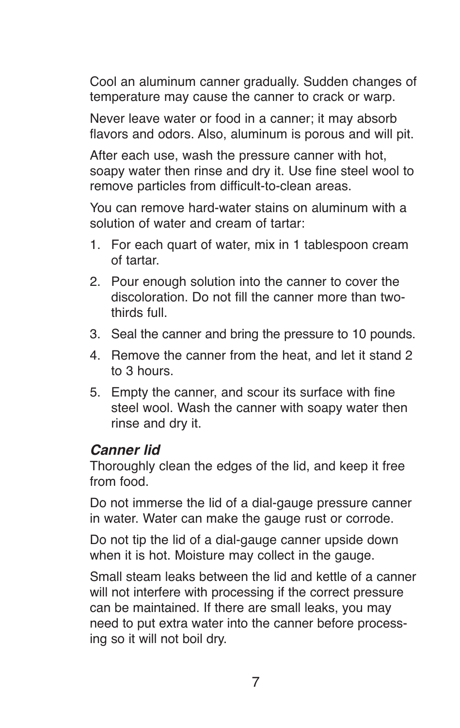Cool an aluminum canner gradually. Sudden changes of temperature may cause the canner to crack or warp.

Never leave water or food in a canner; it may absorb flavors and odors. Also, aluminum is porous and will pit.

After each use, wash the pressure canner with hot, soapy water then rinse and dry it. Use fine steel wool to remove particles from difficult-to-clean areas.

You can remove hard-water stains on aluminum with a solution of water and cream of tartar:

1. For each quart of water, mix in 1 tablespoon cream of tartar.
2. Pour enough solution into the canner to cover the discoloration. Do not fill the canner more than two-thirds full.
3. Seal the canner and bring the pressure to 10 pounds.
4. Remove the canner from the heat, and let it stand 2 to 3 hours.
5. Empty the canner, and scour its surface with fine steel wool. Wash the canner with soapy water then rinse and dry it.

### *Canner lid*

Thoroughly clean the edges of the lid, and keep it free from food.

Do not immerse the lid of a dial-gauge pressure canner in water. Water can make the gauge rust or corrode.

Do not tip the lid of a dial-gauge canner upside down when it is hot. Moisture may collect in the gauge.

Small steam leaks between the lid and kettle of a canner will not interfere with processing if the correct pressure can be maintained. If there are small leaks, you may need to put extra water into the canner before processing so it will not boil dry.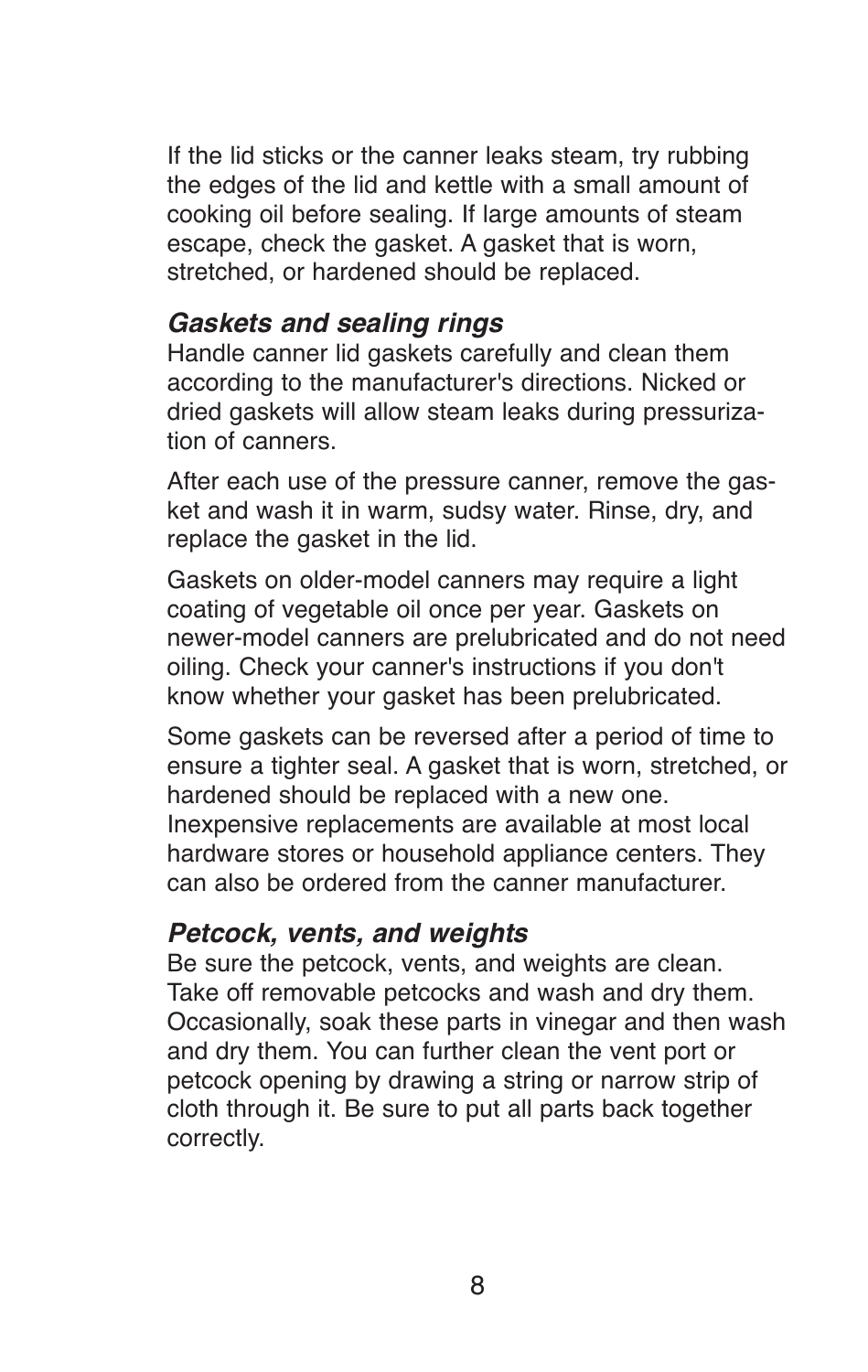If the lid sticks or the canner leaks steam, try rubbing the edges of the lid and kettle with a small amount of cooking oil before sealing. If large amounts of steam escape, check the gasket. A gasket that is worn, stretched, or hardened should be replaced.

### *Gaskets and sealing rings*

Handle canner lid gaskets carefully and clean them according to the manufacturer's directions. Nicked or dried gaskets will allow steam leaks during pressurization of canners.

After each use of the pressure canner, remove the gasket and wash it in warm, sudsy water. Rinse, dry, and replace the gasket in the lid.

Gaskets on older-model canners may require a light coating of vegetable oil once per year. Gaskets on newer-model canners are prelubricated and do not need oiling. Check your canner's instructions if you don't know whether your gasket has been prelubricated.

Some gaskets can be reversed after a period of time to ensure a tighter seal. A gasket that is worn, stretched, or hardened should be replaced with a new one. Inexpensive replacements are available at most local hardware stores or household appliance centers. They can also be ordered from the canner manufacturer.

### *Petcock, vents, and weights*

Be sure the petcock, vents, and weights are clean. Take off removable petcocks and wash and dry them. Occasionally, soak these parts in vinegar and then wash and dry them. You can further clean the vent port or petcock opening by drawing a string or narrow strip of cloth through it. Be sure to put all parts back together correctly.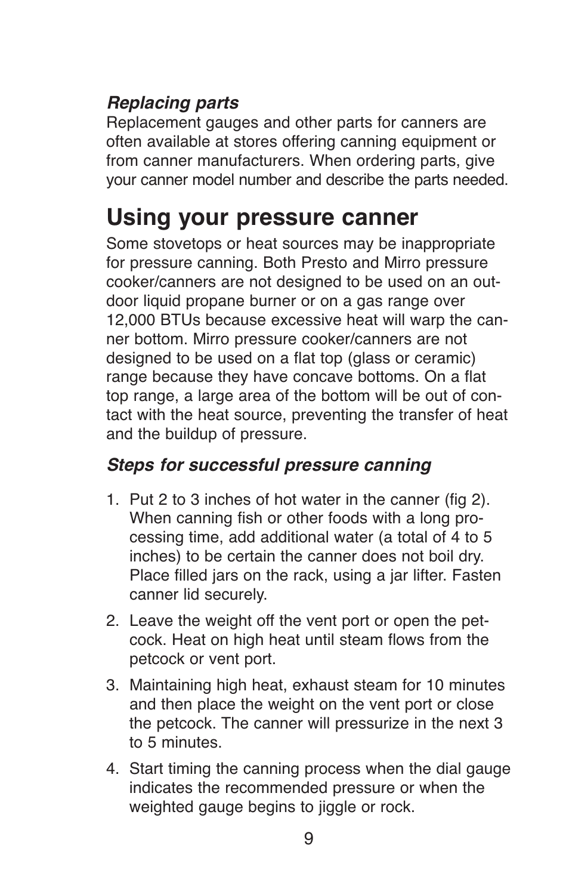### *Replacing parts*

Replacement gauges and other parts for canners are often available at stores offering canning equipment or from canner manufacturers. When ordering parts, give your canner model number and describe the parts needed.

# Using your pressure canner

Some stovetops or heat sources may be inappropriate for pressure canning. Both Presto and Mirro pressure cooker/canners are not designed to be used on an outdoor liquid propane burner or on a gas range over 12,000 BTUs because excessive heat will warp the canner bottom. Mirro pressure cooker/canners are not designed to be used on a flat top (glass or ceramic) range because they have concave bottoms. On a flat top range, a large area of the bottom will be out of contact with the heat source, preventing the transfer of heat and the buildup of pressure.

### *Steps for successful pressure canning*

1. Put 2 to 3 inches of hot water in the canner (fig 2). When canning fish or other foods with a long processing time, add additional water (a total of 4 to 5 inches) to be certain the canner does not boil dry. Place filled jars on the rack, using a jar lifter. Fasten canner lid securely.
2. Leave the weight off the vent port or open the petcock. Heat on high heat until steam flows from the petcock or vent port.
3. Maintaining high heat, exhaust steam for 10 minutes and then place the weight on the vent port or close the petcock. The canner will pressurize in the next 3 to 5 minutes.
4. Start timing the canning process when the dial gauge indicates the recommended pressure or when the weighted gauge begins to jiggle or rock.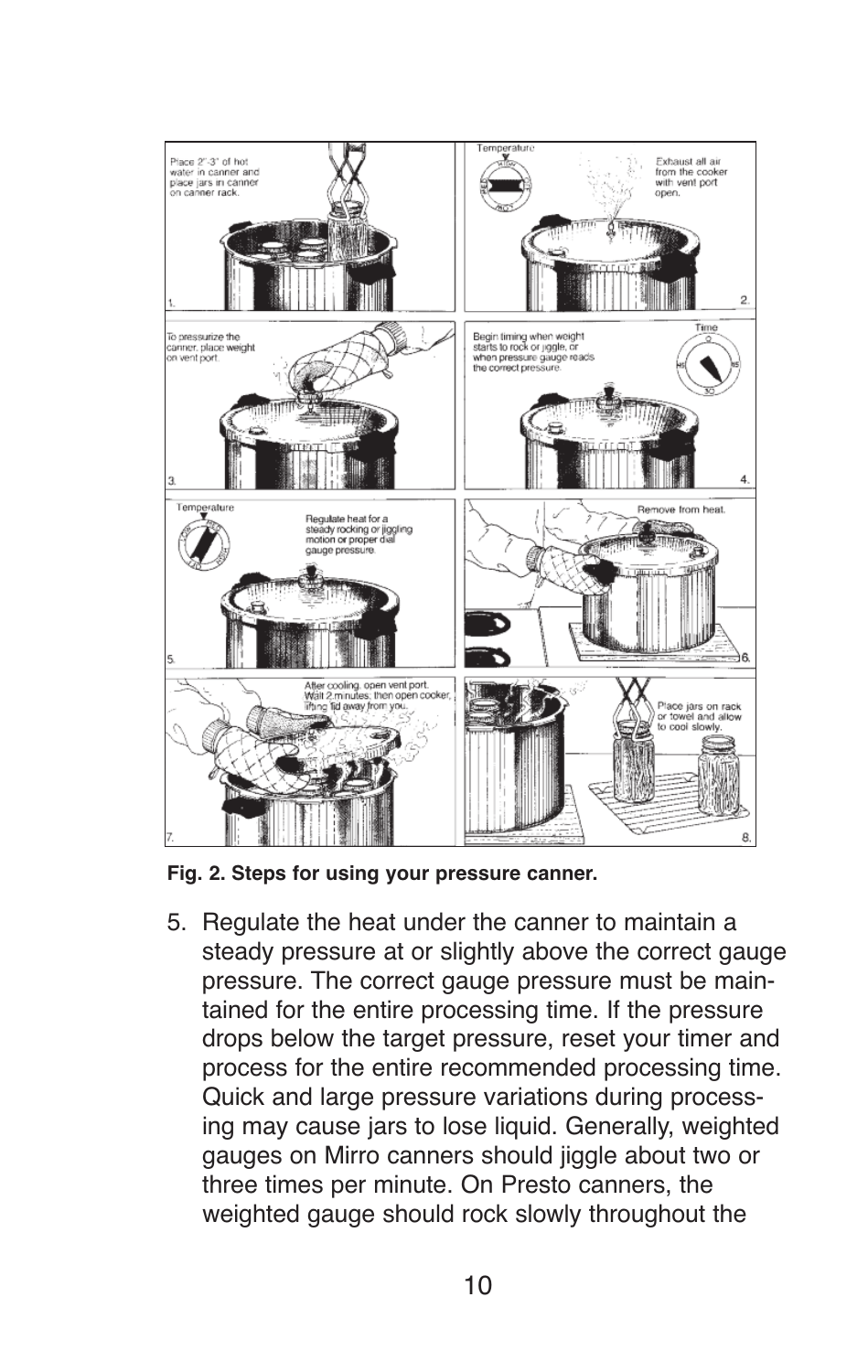**Fig. 2. Steps for using your pressure canner.**

5. Regulate the heat under the canner to maintain a steady pressure at or slightly above the correct gauge pressure. The correct gauge pressure must be maintained for the entire processing time. If the pressure drops below the target pressure, reset your timer and process for the entire recommended processing time. Quick and large pressure variations during processing may cause jars to lose liquid. Generally, weighted gauges on Mirro canners should jiggle about two or three times per minute. On Presto canners, the weighted gauge should rock slowly throughout the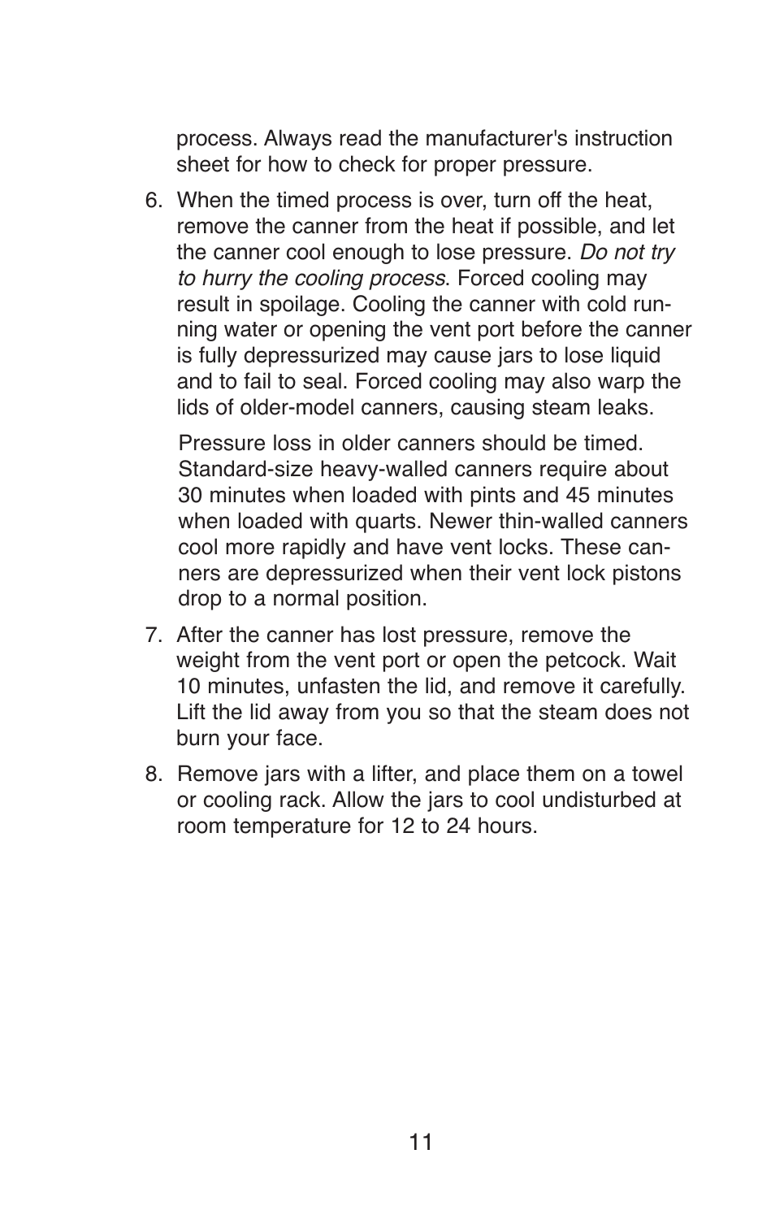process. Always read the manufacturer's instruction sheet for how to check for proper pressure.

6. When the timed process is over, turn off the heat, remove the canner from the heat if possible, and let the canner cool enough to lose pressure. *Do not try to hurry the cooling process*. Forced cooling may result in spoilage. Cooling the canner with cold running water or opening the vent port before the canner is fully depressurized may cause jars to lose liquid and to fail to seal. Forced cooling may also warp the lids of older-model canners, causing steam leaks.

   Pressure loss in older canners should be timed. Standard-size heavy-walled canners require about 30 minutes when loaded with pints and 45 minutes when loaded with quarts. Newer thin-walled canners cool more rapidly and have vent locks. These canners are depressurized when their vent lock pistons drop to a normal position.

7. After the canner has lost pressure, remove the weight from the vent port or open the petcock. Wait 10 minutes, unfasten the lid, and remove it carefully. Lift the lid away from you so that the steam does not burn your face.

8. Remove jars with a lifter, and place them on a towel or cooling rack. Allow the jars to cool undisturbed at room temperature for 12 to 24 hours.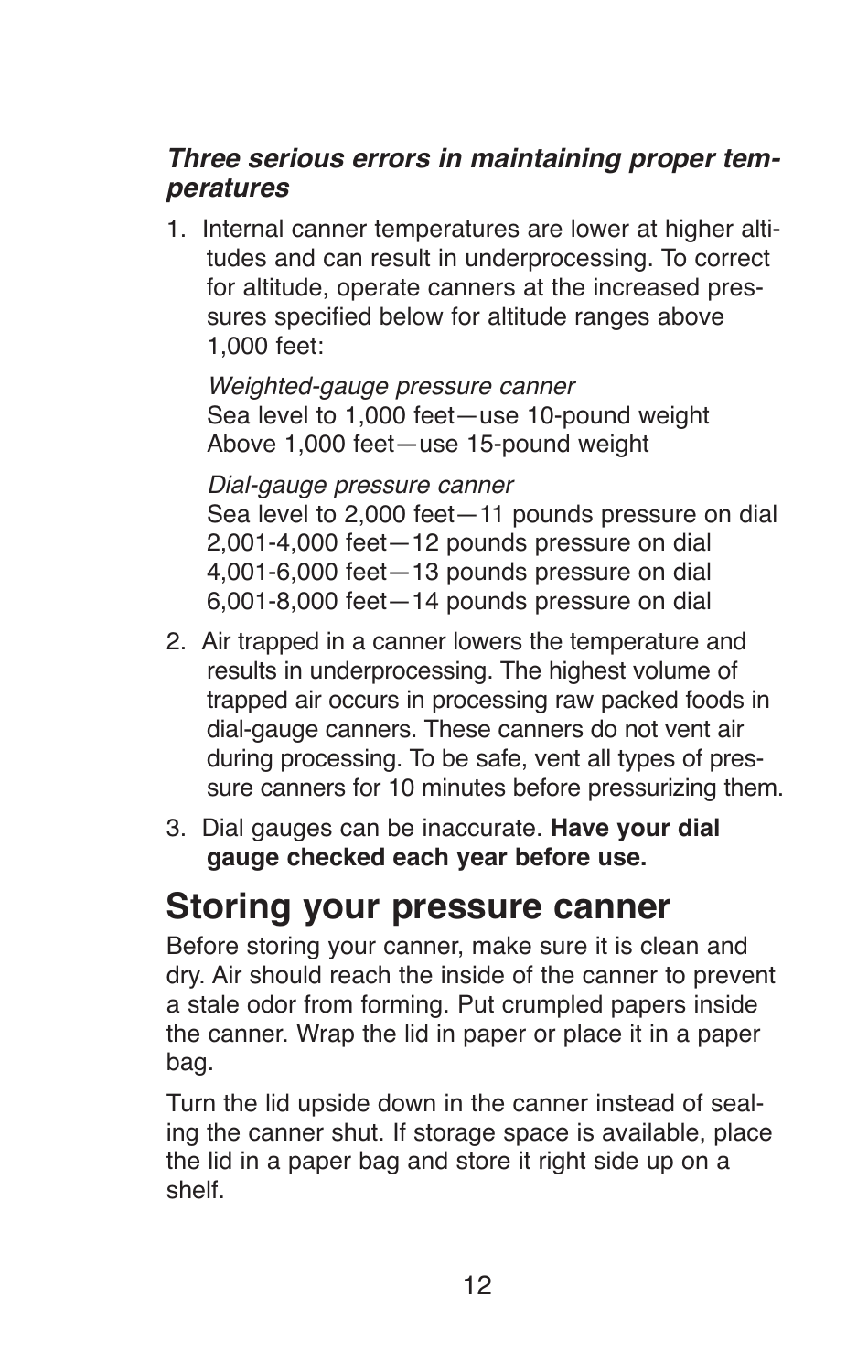### *Three serious errors in maintaining proper temperatures*

1. Internal canner temperatures are lower at higher altitudes and can result in underprocessing. To correct for altitude, operate canners at the increased pressures specified below for altitude ranges above 1,000 feet:

   *Weighted-gauge pressure canner*
   Sea level to 1,000 feet—use 10-pound weight
   Above 1,000 feet—use 15-pound weight

   *Dial-gauge pressure canner*
   Sea level to 2,000 feet—11 pounds pressure on dial
   2,001-4,000 feet—12 pounds pressure on dial
   4,001-6,000 feet—13 pounds pressure on dial
   6,001-8,000 feet—14 pounds pressure on dial

2. Air trapped in a canner lowers the temperature and results in underprocessing. The highest volume of trapped air occurs in processing raw packed foods in dial-gauge canners. These canners do not vent air during processing. To be safe, vent all types of pressure canners for 10 minutes before pressurizing them.

3. Dial gauges can be inaccurate. **Have your dial gauge checked each year before use.**

# Storing your pressure canner

Before storing your canner, make sure it is clean and dry. Air should reach the inside of the canner to prevent a stale odor from forming. Put crumpled papers inside the canner. Wrap the lid in paper or place it in a paper bag.

Turn the lid upside down in the canner instead of sealing the canner shut. If storage space is available, place the lid in a paper bag and store it right side up on a shelf.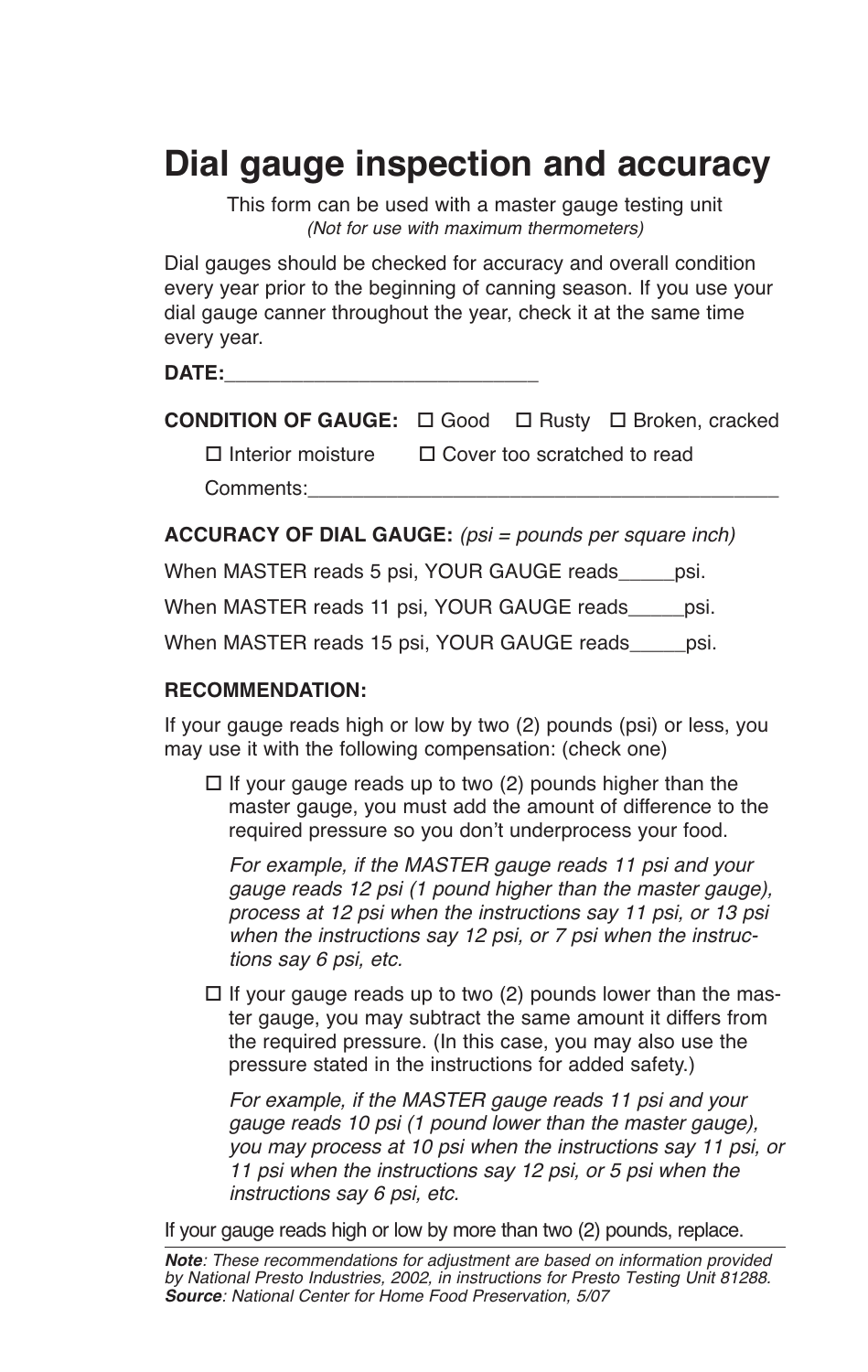# Dial gauge inspection and accuracy

This form can be used with a master gauge testing unit
*(Not for use with maximum thermometers)*

Dial gauges should be checked for accuracy and overall condition every year prior to the beginning of canning season. If you use your dial gauge canner throughout the year, check it at the same time every year.

**DATE:**____________________________

**CONDITION OF GAUGE:** ☐ Good ☐ Rusty ☐ Broken, cracked

☐ Interior moisture ☐ Cover too scratched to read

Comments:__________________________________________

**ACCURACY OF DIAL GAUGE:** *(psi = pounds per square inch)*

When MASTER reads 5 psi, YOUR GAUGE reads_____psi.

When MASTER reads 11 psi, YOUR GAUGE reads_____psi.

When MASTER reads 15 psi, YOUR GAUGE reads_____psi.

**RECOMMENDATION:**

If your gauge reads high or low by two (2) pounds (psi) or less, you may use it with the following compensation: (check one)

☐ If your gauge reads up to two (2) pounds higher than the master gauge, you must add the amount of difference to the required pressure so you don't underprocess your food.

*For example, if the MASTER gauge reads 11 psi and your gauge reads 12 psi (1 pound higher than the master gauge), process at 12 psi when the instructions say 11 psi, or 13 psi when the instructions say 12 psi, or 7 psi when the instructions say 6 psi, etc.*

☐ If your gauge reads up to two (2) pounds lower than the master gauge, you may subtract the same amount it differs from the required pressure. (In this case, you may also use the pressure stated in the instructions for added safety.)

*For example, if the MASTER gauge reads 11 psi and your gauge reads 10 psi (1 pound lower than the master gauge), you may process at 10 psi when the instructions say 11 psi, or 11 psi when the instructions say 12 psi, or 5 psi when the instructions say 6 psi, etc.*

If your gauge reads high or low by more than two (2) pounds, replace.

***Note***: *These recommendations for adjustment are based on information provided by National Presto Industries, 2002, in instructions for Presto Testing Unit 81288.*
***Source***: *National Center for Home Food Preservation, 5/07*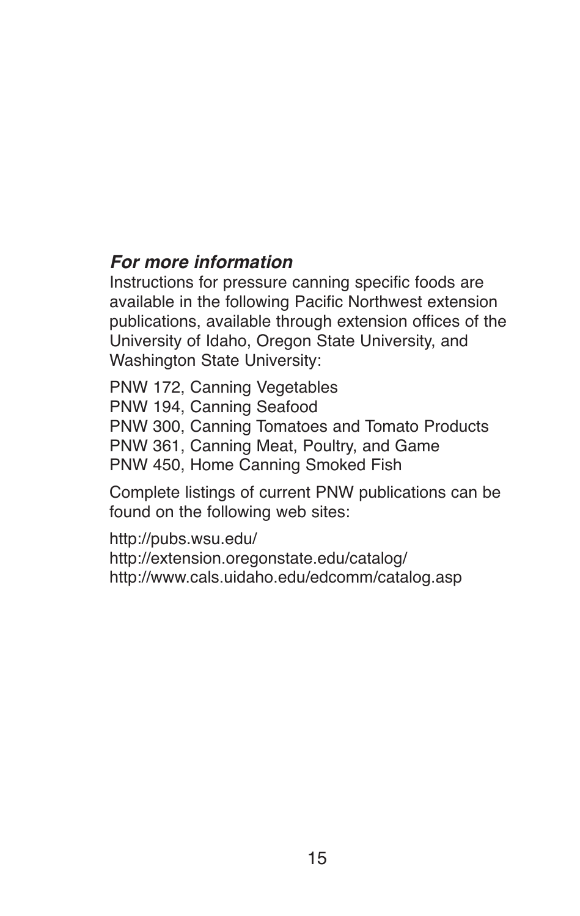### *For more information*

Instructions for pressure canning specific foods are available in the following Pacific Northwest extension publications, available through extension offices of the University of Idaho, Oregon State University, and Washington State University:

PNW 172, Canning Vegetables
PNW 194, Canning Seafood
PNW 300, Canning Tomatoes and Tomato Products
PNW 361, Canning Meat, Poultry, and Game
PNW 450, Home Canning Smoked Fish

Complete listings of current PNW publications can be found on the following web sites:

http://pubs.wsu.edu/
http://extension.oregonstate.edu/catalog/
http://www.cals.uidaho.edu/edcomm/catalog.asp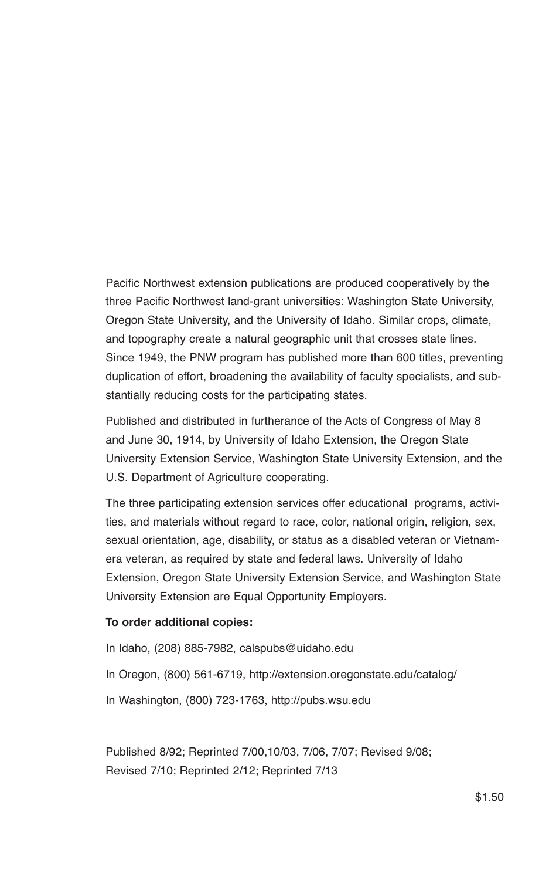Pacific Northwest extension publications are produced cooperatively by the three Pacific Northwest land-grant universities: Washington State University, Oregon State University, and the University of Idaho. Similar crops, climate, and topography create a natural geographic unit that crosses state lines. Since 1949, the PNW program has published more than 600 titles, preventing duplication of effort, broadening the availability of faculty specialists, and substantially reducing costs for the participating states.

Published and distributed in furtherance of the Acts of Congress of May 8 and June 30, 1914, by University of Idaho Extension, the Oregon State University Extension Service, Washington State University Extension, and the U.S. Department of Agriculture cooperating.

The three participating extension services offer educational programs, activities, and materials without regard to race, color, national origin, religion, sex, sexual orientation, age, disability, or status as a disabled veteran or Vietnam-era veteran, as required by state and federal laws. University of Idaho Extension, Oregon State University Extension Service, and Washington State University Extension are Equal Opportunity Employers.

**To order additional copies:**

In Idaho, (208) 885-7982, calspubs@uidaho.edu

In Oregon, (800) 561-6719, http://extension.oregonstate.edu/catalog/

In Washington, (800) 723-1763, http://pubs.wsu.edu

Published 8/92; Reprinted 7/00,10/03, 7/06, 7/07; Revised 9/08; Revised 7/10; Reprinted 2/12; Reprinted 7/13

$1.50